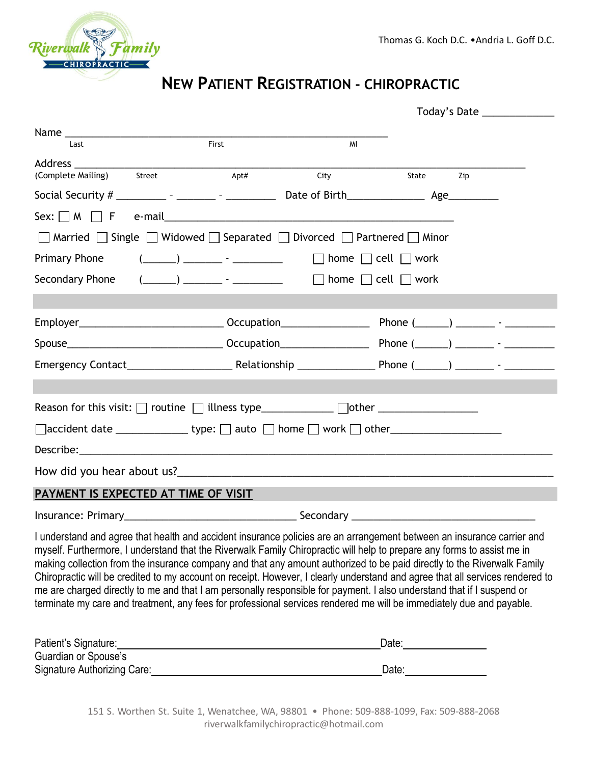Riverwalk Family CHIROPRACTIC

Thomas G. Koch D.C. •Andria L. Goff D.C.

# NEW PATIENT REGISTRATION - CHIROPRACTIC

Today's Date ____________

Name ____________________________________________________________
Last First MI

Address __________________________________________________________________________
(Complete Mailing) Street Apt# City State Zip

Social Security # _________ - _______ - _________ Date of Birth______________ Age_________

Sex: ☐ M ☐ F e-mail_____________________________________________________

☐ Married ☐ Single ☐ Widowed ☐ Separated ☐ Divorced ☐ Partnered ☐ Minor

Primary Phone (______) _______ - _________ ☐ home ☐ cell ☐ work

Secondary Phone (______) _______ - _________ ☐ home ☐ cell ☐ work

Employer_________________________ Occupation_______________ Phone (______) _______ - _________

Spouse____________________________ Occupation_______________ Phone (______) _______ - _________

Emergency Contact__________________ Relationship _____________ Phone (______) _______ - _________

Reason for this visit: ☐ routine ☐ illness type____________ ☐ other _________________

☐ accident date _____________ type: ☐ auto ☐ home ☐ work ☐ other___________________

Describe:_____________________________________________________________________________

How did you hear about us?____________________________________________________________

**PAYMENT IS EXPECTED AT TIME OF VISIT**

Insurance: Primary______________________________ Secondary _________________________________

I understand and agree that health and accident insurance policies are an arrangement between an insurance carrier and myself. Furthermore, I understand that the Riverwalk Family Chiropractic will help to prepare any forms to assist me in making collection from the insurance company and that any amount authorized to be paid directly to the Riverwalk Family Chiropractic will be credited to my account on receipt. However, I clearly understand and agree that all services rendered to me are charged directly to me and that I am personally responsible for payment. I also understand that if I suspend or terminate my care and treatment, any fees for professional services rendered me will be immediately due and payable.

Patient's Signature:_____________________________________________ Date:______________

Guardian or Spouse's
Signature Authorizing Care:_______________________________________ Date:______________

151 S. Worthen St. Suite 1, Wenatchee, WA, 98801 • Phone: 509-888-1099, Fax: 509-888-2068
riverwalkfamilychiropractic@hotmail.com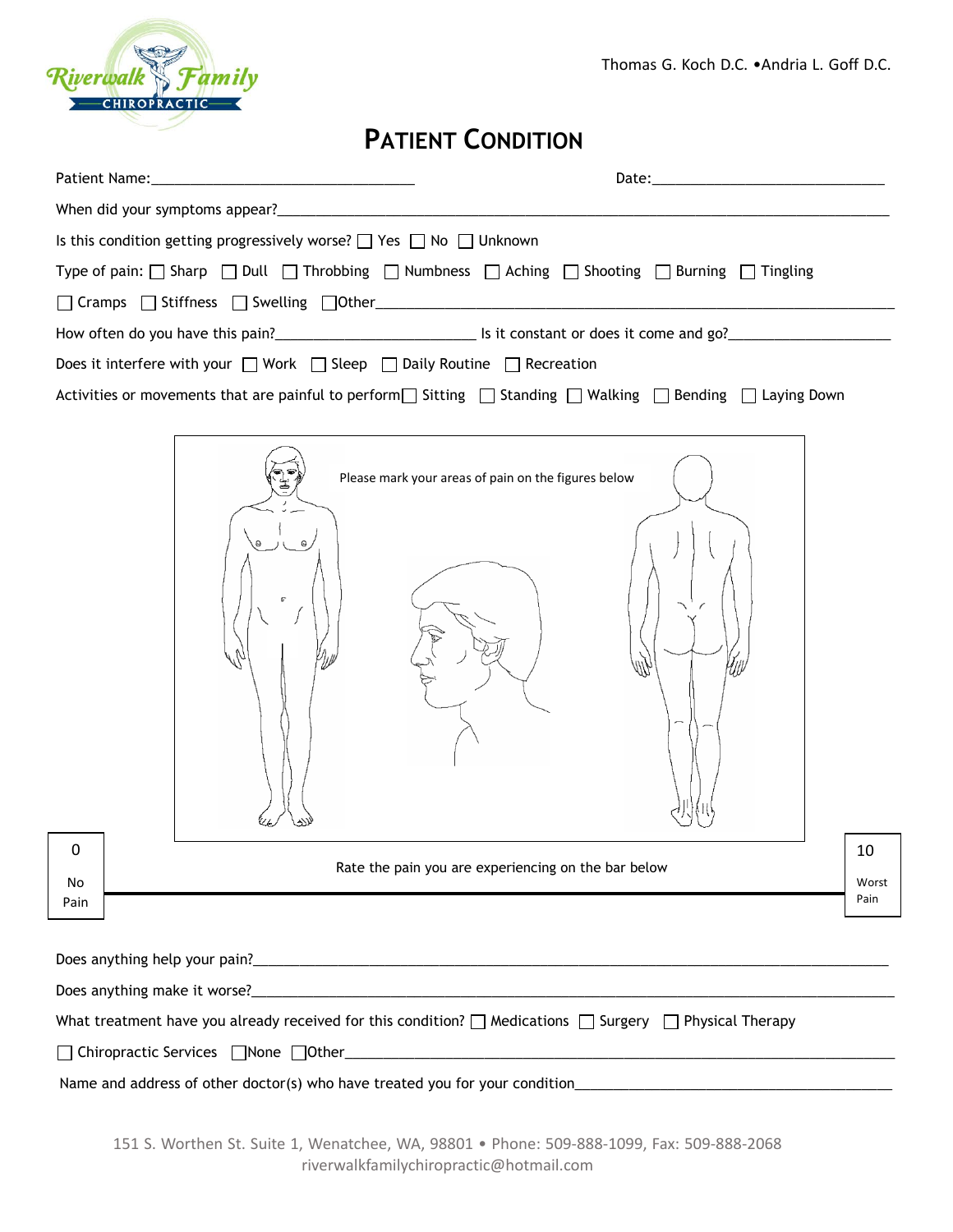Riverwalk Family CHIROPRACTIC

Thomas G. Koch D.C. •Andria L. Goff D.C.

# PATIENT CONDITION

Patient Name:_______________________________ Date:____________________________

When did your symptoms appear?____________________________________________________________________________

Is this condition getting progressively worse? ☐ Yes ☐ No ☐ Unknown

Type of pain: ☐ Sharp ☐ Dull ☐ Throbbing ☐ Numbness ☐ Aching ☐ Shooting ☐ Burning ☐ Tingling

☐ Cramps ☐ Stiffness ☐ Swelling ☐ Other__________________________________________________________

How often do you have this pain?________________________ Is it constant or does it come and go?____________________

Does it interfere with your ☐ Work ☐ Sleep ☐ Daily Routine ☐ Recreation

Activities or movements that are painful to perform ☐ Sitting ☐ Standing ☐ Walking ☐ Bending ☐ Laying Down

Please mark your areas of pain on the figures below

Rate the pain you are experiencing on the bar below

0 No Pain ———————————————————————————————— 10 Worst Pain

Does anything help your pain?____________________________________________________________________________

Does anything make it worse?_____________________________________________________________________________

What treatment have you already received for this condition? ☐ Medications ☐ Surgery ☐ Physical Therapy

☐ Chiropractic Services ☐ None ☐ Other__________________________________________________________________

Name and address of other doctor(s) who have treated you for your condition________________________________________

151 S. Worthen St. Suite 1, Wenatchee, WA, 98801 • Phone: 509-888-1099, Fax: 509-888-2068
riverwalkfamilychiropractic@hotmail.com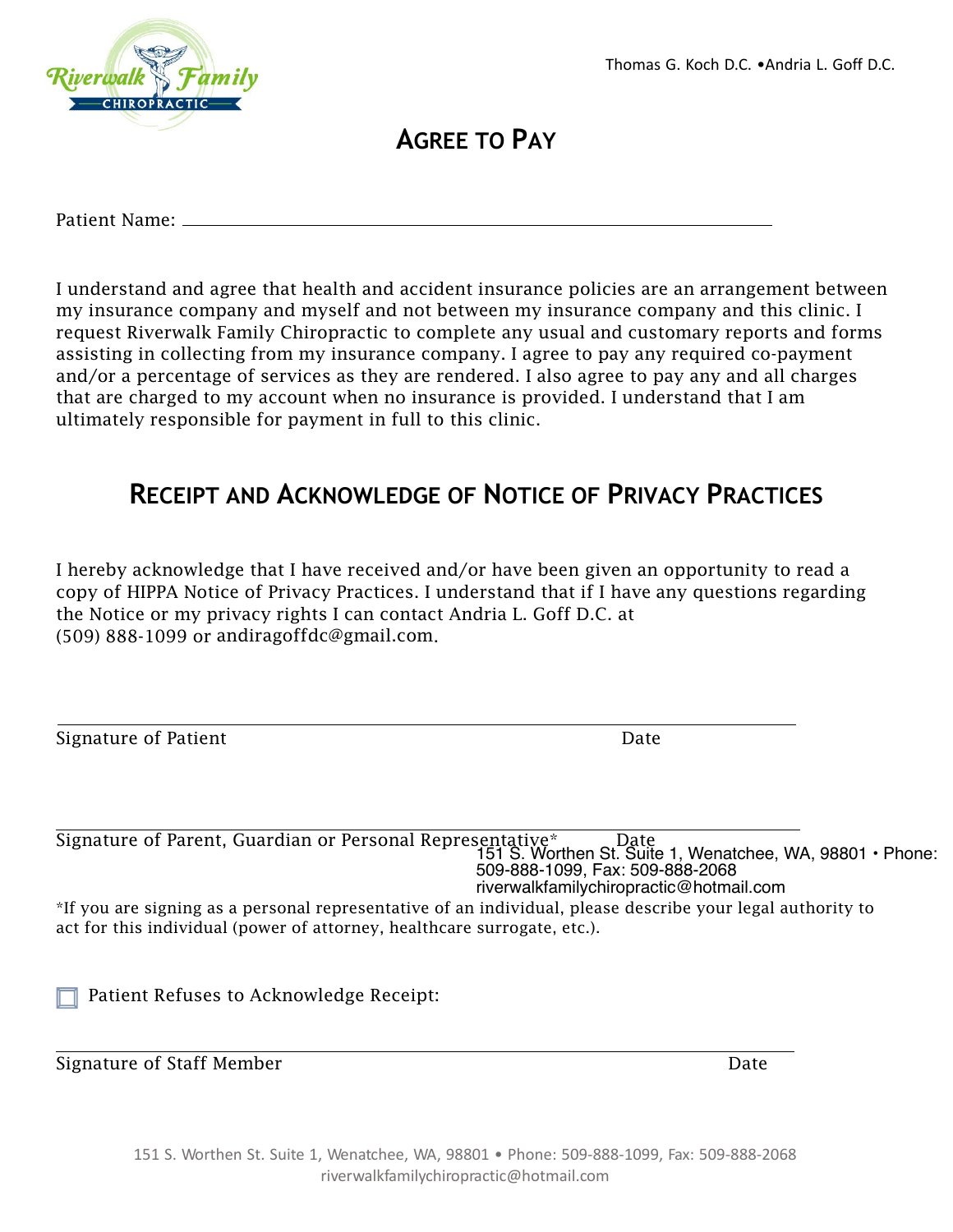Thomas G. Koch D.C. •Andria L. Goff D.C.

# Agree to Pay

Patient Name: ___________________________________________

I understand and agree that health and accident insurance policies are an arrangement between my insurance company and myself and not between my insurance company and this clinic. I request Riverwalk Family Chiropractic to complete any usual and customary reports and forms assisting in collecting from my insurance company. I agree to pay any required co-payment and/or a percentage of services as they are rendered. I also agree to pay any and all charges that are charged to my account when no insurance is provided. I understand that I am ultimately responsible for payment in full to this clinic.

# Receipt and Acknowledge of Notice of Privacy Practices

I hereby acknowledge that I have received and/or have been given an opportunity to read a copy of HIPPA Notice of Privacy Practices. I understand that if I have any questions regarding the Notice or my privacy rights I can contact Andria L. Goff D.C. at (509) 888-1099 or andiragoffdc@gmail.com.

___________________________________________

Signature of Patient Date

___________________________________________

Signature of Parent, Guardian or Personal Representative* Date

151 S. Worthen St. Suite 1, Wenatchee, WA, 98801 • Phone: 509-888-1099, Fax: 509-888-2068
riverwalkfamilychiropractic@hotmail.com

*If you are signing as a personal representative of an individual, please describe your legal authority to act for this individual (power of attorney, healthcare surrogate, etc.).

☐ Patient Refuses to Acknowledge Receipt:

___________________________________________

Signature of Staff Member Date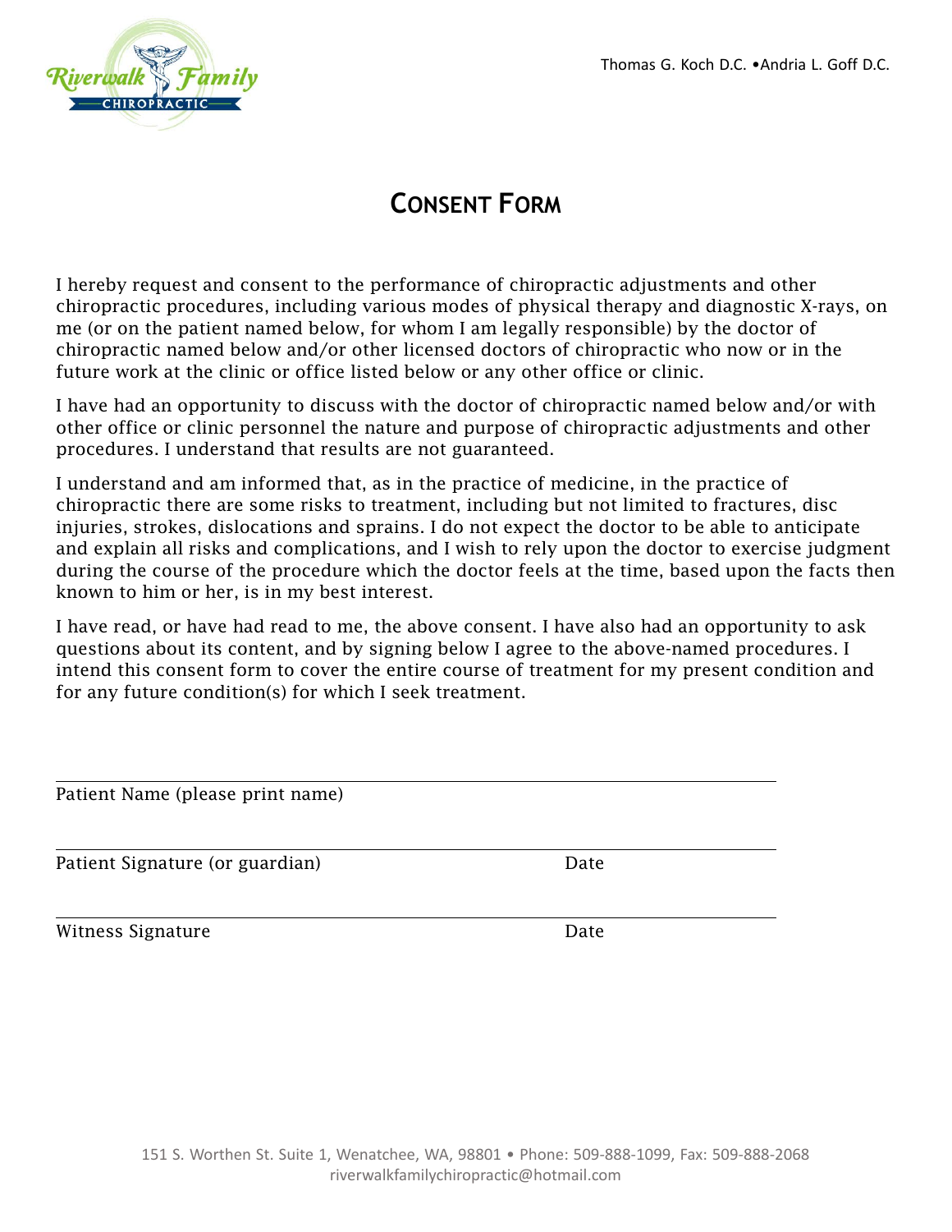Thomas G. Koch D.C. • Andria L. Goff D.C.

# CONSENT FORM

I hereby request and consent to the performance of chiropractic adjustments and other chiropractic procedures, including various modes of physical therapy and diagnostic X-rays, on me (or on the patient named below, for whom I am legally responsible) by the doctor of chiropractic named below and/or other licensed doctors of chiropractic who now or in the future work at the clinic or office listed below or any other office or clinic.

I have had an opportunity to discuss with the doctor of chiropractic named below and/or with other office or clinic personnel the nature and purpose of chiropractic adjustments and other procedures. I understand that results are not guaranteed.

I understand and am informed that, as in the practice of medicine, in the practice of chiropractic there are some risks to treatment, including but not limited to fractures, disc injuries, strokes, dislocations and sprains. I do not expect the doctor to be able to anticipate and explain all risks and complications, and I wish to rely upon the doctor to exercise judgment during the course of the procedure which the doctor feels at the time, based upon the facts then known to him or her, is in my best interest.

I have read, or have had read to me, the above consent. I have also had an opportunity to ask questions about its content, and by signing below I agree to the above-named procedures. I intend this consent form to cover the entire course of treatment for my present condition and for any future condition(s) for which I seek treatment.

______________________________________________
Patient Name (please print name)

______________________________________________
Patient Signature (or guardian)　　　　　　Date

______________________________________________
Witness Signature　　　　　　　　　　　　Date

151 S. Worthen St. Suite 1, Wenatchee, WA, 98801 • Phone: 509-888-1099, Fax: 509-888-2068
riverwalkfamilychiropractic@hotmail.com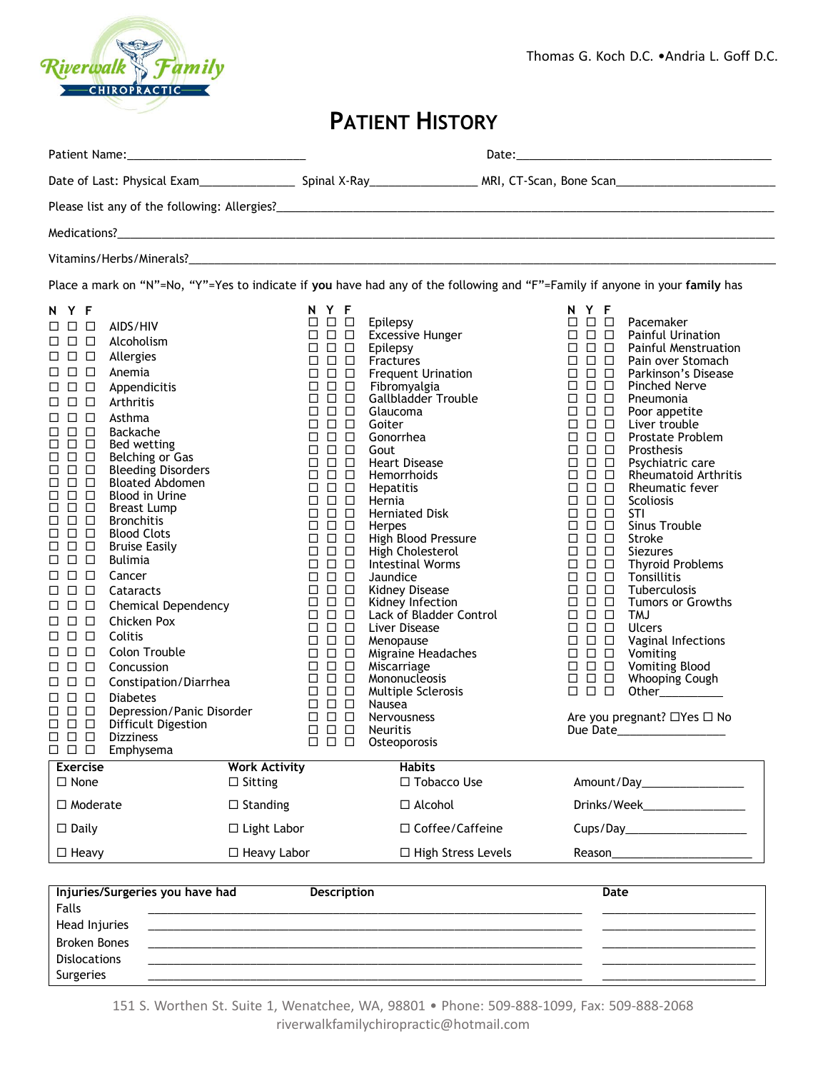Riverwalk Family CHIROPRACTIC

Thomas G. Koch D.C. •Andria L. Goff D.C.

# PATIENT HISTORY

Patient Name:___________________________ Date:_______________________________________

Date of Last: Physical Exam_______________ Spinal X-Ray________________ MRI, CT-Scan, Bone Scan________________________

Please list any of the following: Allergies?____________________________________________________________________________

Medications?______________________________________________________________________________________________

Vitamins/Herbs/Minerals?____________________________________________________________________________________

Place a mark on "N"=No, "Y"=Yes to indicate if **you** have had any of the following and "F"=Family if anyone in your **family** has

| N | Y | F | | N | Y | F | | N | Y | F | |
|---|---|---|---|---|---|---|---|---|---|---|---|
| ☐ | ☐ | ☐ | AIDS/HIV | ☐ | ☐ | ☐ | Epilepsy | ☐ | ☐ | ☐ | Pacemaker |
| ☐ | ☐ | ☐ | Alcoholism | ☐ | ☐ | ☐ | Excessive Hunger | ☐ | ☐ | ☐ | Painful Urination |
| ☐ | ☐ | ☐ | Allergies | ☐ | ☐ | ☐ | Epilepsy | ☐ | ☐ | ☐ | Painful Menstruation |
| ☐ | ☐ | ☐ | Anemia | ☐ | ☐ | ☐ | Fractures | ☐ | ☐ | ☐ | Pain over Stomach |
| ☐ | ☐ | ☐ | Appendicitis | ☐ | ☐ | ☐ | Frequent Urination | ☐ | ☐ | ☐ | Parkinson's Disease |
| ☐ | ☐ | ☐ | Arthritis | ☐ | ☐ | ☐ | Fibromyalgia | ☐ | ☐ | ☐ | Pinched Nerve |
| ☐ | ☐ | ☐ | Asthma | ☐ | ☐ | ☐ | Gallbladder Trouble | ☐ | ☐ | ☐ | Pneumonia |
| ☐ | ☐ | ☐ | Backache | ☐ | ☐ | ☐ | Glaucoma | ☐ | ☐ | ☐ | Poor appetite |
| ☐ | ☐ | ☐ | Bed wetting | ☐ | ☐ | ☐ | Goiter | ☐ | ☐ | ☐ | Liver trouble |
| ☐ | ☐ | ☐ | Belching or Gas | ☐ | ☐ | ☐ | Gonorrhea | ☐ | ☐ | ☐ | Prostate Problem |
| ☐ | ☐ | ☐ | Bleeding Disorders | ☐ | ☐ | ☐ | Gout | ☐ | ☐ | ☐ | Prosthesis |
| ☐ | ☐ | ☐ | Bloated Abdomen | ☐ | ☐ | ☐ | Heart Disease | ☐ | ☐ | ☐ | Psychiatric care |
| ☐ | ☐ | ☐ | Blood in Urine | ☐ | ☐ | ☐ | Hemorrhoids | ☐ | ☐ | ☐ | Rheumatoid Arthritis |
| ☐ | ☐ | ☐ | Breast Lump | ☐ | ☐ | ☐ | Hepatitis | ☐ | ☐ | ☐ | Rheumatic fever |
| ☐ | ☐ | ☐ | Bronchitis | ☐ | ☐ | ☐ | Hernia | ☐ | ☐ | ☐ | Scoliosis |
| ☐ | ☐ | ☐ | Blood Clots | ☐ | ☐ | ☐ | Herniated Disk | ☐ | ☐ | ☐ | STI |
| ☐ | ☐ | ☐ | Bruise Easily | ☐ | ☐ | ☐ | Herpes | ☐ | ☐ | ☐ | Sinus Trouble |
| ☐ | ☐ | ☐ | Bulimia | ☐ | ☐ | ☐ | High Blood Pressure | ☐ | ☐ | ☐ | Stroke |
| ☐ | ☐ | ☐ | Cancer | ☐ | ☐ | ☐ | High Cholesterol | ☐ | ☐ | ☐ | Siezures |
| ☐ | ☐ | ☐ | Cataracts | ☐ | ☐ | ☐ | Intestinal Worms | ☐ | ☐ | ☐ | Thyroid Problems |
| ☐ | ☐ | ☐ | Chemical Dependency | ☐ | ☐ | ☐ | Jaundice | ☐ | ☐ | ☐ | Tonsillitis |
| ☐ | ☐ | ☐ | Chicken Pox | ☐ | ☐ | ☐ | Kidney Disease | ☐ | ☐ | ☐ | Tuberculosis |
| ☐ | ☐ | ☐ | Colitis | ☐ | ☐ | ☐ | Kidney Infection | ☐ | ☐ | ☐ | Tumors or Growths |
| ☐ | ☐ | ☐ | Colon Trouble | ☐ | ☐ | ☐ | Lack of Bladder Control | ☐ | ☐ | ☐ | TMJ |
| ☐ | ☐ | ☐ | Concussion | ☐ | ☐ | ☐ | Liver Disease | ☐ | ☐ | ☐ | Ulcers |
| ☐ | ☐ | ☐ | Constipation/Diarrhea | ☐ | ☐ | ☐ | Menopause | ☐ | ☐ | ☐ | Vaginal Infections |
| ☐ | ☐ | ☐ | Diabetes | ☐ | ☐ | ☐ | Migraine Headaches | ☐ | ☐ | ☐ | Vomiting |
| ☐ | ☐ | ☐ | Depression/Panic Disorder | ☐ | ☐ | ☐ | Miscarriage | ☐ | ☐ | ☐ | Vomiting Blood |
| ☐ | ☐ | ☐ | Difficult Digestion | ☐ | ☐ | ☐ | Mononucleosis | ☐ | ☐ | ☐ | Whooping Cough |
| ☐ | ☐ | ☐ | Dizziness | ☐ | ☐ | ☐ | Multiple Sclerosis | ☐ | ☐ | ☐ | Other__________ |
| ☐ | ☐ | ☐ | Emphysema | ☐ | ☐ | ☐ | Nausea | | | | |
| | | | | ☐ | ☐ | ☐ | Nervousness | | | | |
| | | | | ☐ | ☐ | ☐ | Neuritis | | | | |
| | | | | ☐ | ☐ | ☐ | Osteoporosis | | | | |

Are you pregnant? ☐Yes ☐ No
Due Date________________

| Exercise | Work Activity | Habits | |
|---|---|---|---|
| ☐ None | ☐ Sitting | ☐ Tobacco Use | Amount/Day_______________ |
| ☐ Moderate | ☐ Standing | ☐ Alcohol | Drinks/Week_______________ |
| ☐ Daily | ☐ Light Labor | ☐ Coffee/Caffeine | Cups/Day__________________ |
| ☐ Heavy | ☐ Heavy Labor | ☐ High Stress Levels | Reason_____________________ |

| Injuries/Surgeries you have had | Description | Date |
|---|---|---|
| Falls | ____________________________________________ | __________________ |
| Head Injuries | ____________________________________________ | __________________ |
| Broken Bones | ____________________________________________ | __________________ |
| Dislocations | ____________________________________________ | __________________ |
| Surgeries | ____________________________________________ | __________________ |

151 S. Worthen St. Suite 1, Wenatchee, WA, 98801 • Phone: 509-888-1099, Fax: 509-888-2068
riverwalkfamilychiropractic@hotmail.com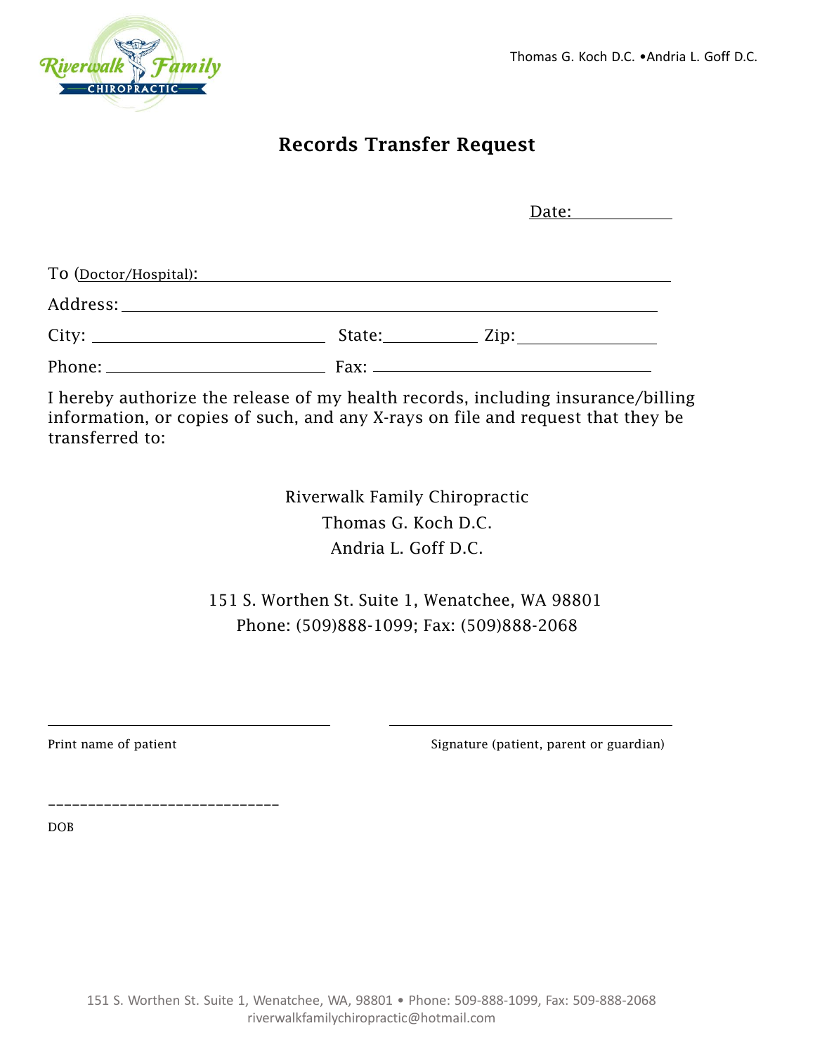Thomas G. Koch D.C. •Andria L. Goff D.C.

# Records Transfer Request

Date: ____________

To (Doctor/Hospital): ____________________________________________

Address: ____________________________________________

City: ________________________ State: __________ Zip: ______________

Phone: ________________________ Fax: ______________________________

I hereby authorize the release of my health records, including insurance/billing information, or copies of such, and any X-rays on file and request that they be transferred to:

Riverwalk Family Chiropractic
Thomas G. Koch D.C.
Andria L. Goff D.C.

151 S. Worthen St. Suite 1, Wenatchee, WA 98801
Phone: (509)888-1099; Fax: (509)888-2068

______________________________ ______________________________

Print name of patient Signature (patient, parent or guardian)

______________________________

DOB

151 S. Worthen St. Suite 1, Wenatchee, WA, 98801 • Phone: 509-888-1099, Fax: 509-888-2068
riverwalkfamilychiropractic@hotmail.com